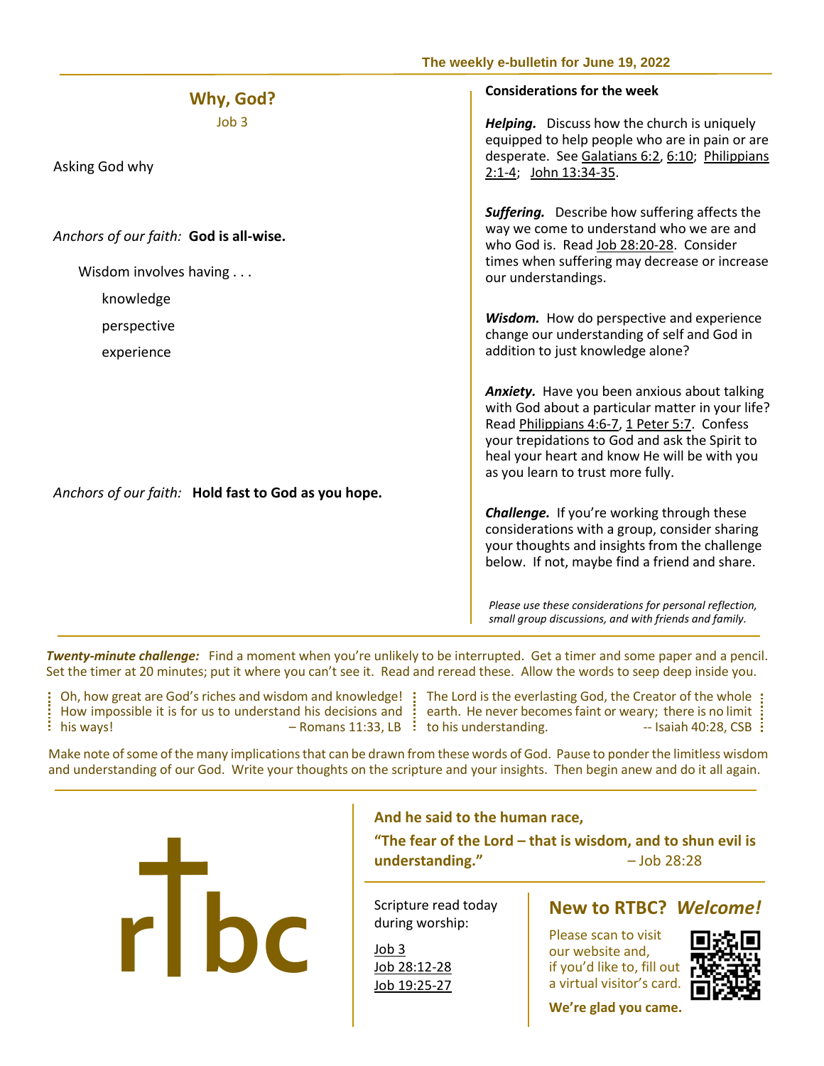The weekly e-bulletin for June 19, 2022

## Why, God?

Job 3

Asking God why

*Anchors of our faith:* **God is all-wise.**

Wisdom involves having . . .

- knowledge
- perspective
- experience

*Anchors of our faith:* **Hold fast to God as you hope.**

### Considerations for the week

***Helping.*** Discuss how the church is uniquely equipped to help people who are in pain or are desperate. See Galatians 6:2, 6:10; Philippians 2:1-4; John 13:34-35.

***Suffering.*** Describe how suffering affects the way we come to understand who we are and who God is. Read Job 28:20-28. Consider times when suffering may decrease or increase our understandings.

***Wisdom.*** How do perspective and experience change our understanding of self and God in addition to just knowledge alone?

***Anxiety.*** Have you been anxious about talking with God about a particular matter in your life? Read Philippians 4:6-7, 1 Peter 5:7. Confess your trepidations to God and ask the Spirit to heal your heart and know He will be with you as you learn to trust more fully.

***Challenge.*** If you're working through these considerations with a group, consider sharing your thoughts and insights from the challenge below. If not, maybe find a friend and share.

*Please use these considerations for personal reflection, small group discussions, and with friends and family.*

***Twenty-minute challenge:*** Find a moment when you're unlikely to be interrupted. Get a timer and some paper and a pencil. Set the timer at 20 minutes; put it where you can't see it. Read and reread these. Allow the words to seep deep inside you.

Oh, how great are God's riches and wisdom and knowledge! How impossible it is for us to understand his decisions and his ways! – Romans 11:33, LB

The Lord is the everlasting God, the Creator of the whole earth. He never becomes faint or weary; there is no limit to his understanding. -- Isaiah 40:28, CSB

Make note of some of the many implications that can be drawn from these words of God. Pause to ponder the limitless wisdom and understanding of our God. Write your thoughts on the scripture and your insights. Then begin anew and do it all again.

rtbc

**And he said to the human race,**

**"The fear of the Lord – that is wisdom, and to shun evil is understanding."** – Job 28:28

Scripture read today during worship:

Job 3
Job 28:12-28
Job 19:25-27

## New to RTBC? *Welcome!*

Please scan to visit our website and, if you'd like to, fill out a virtual visitor's card.

**We're glad you came.**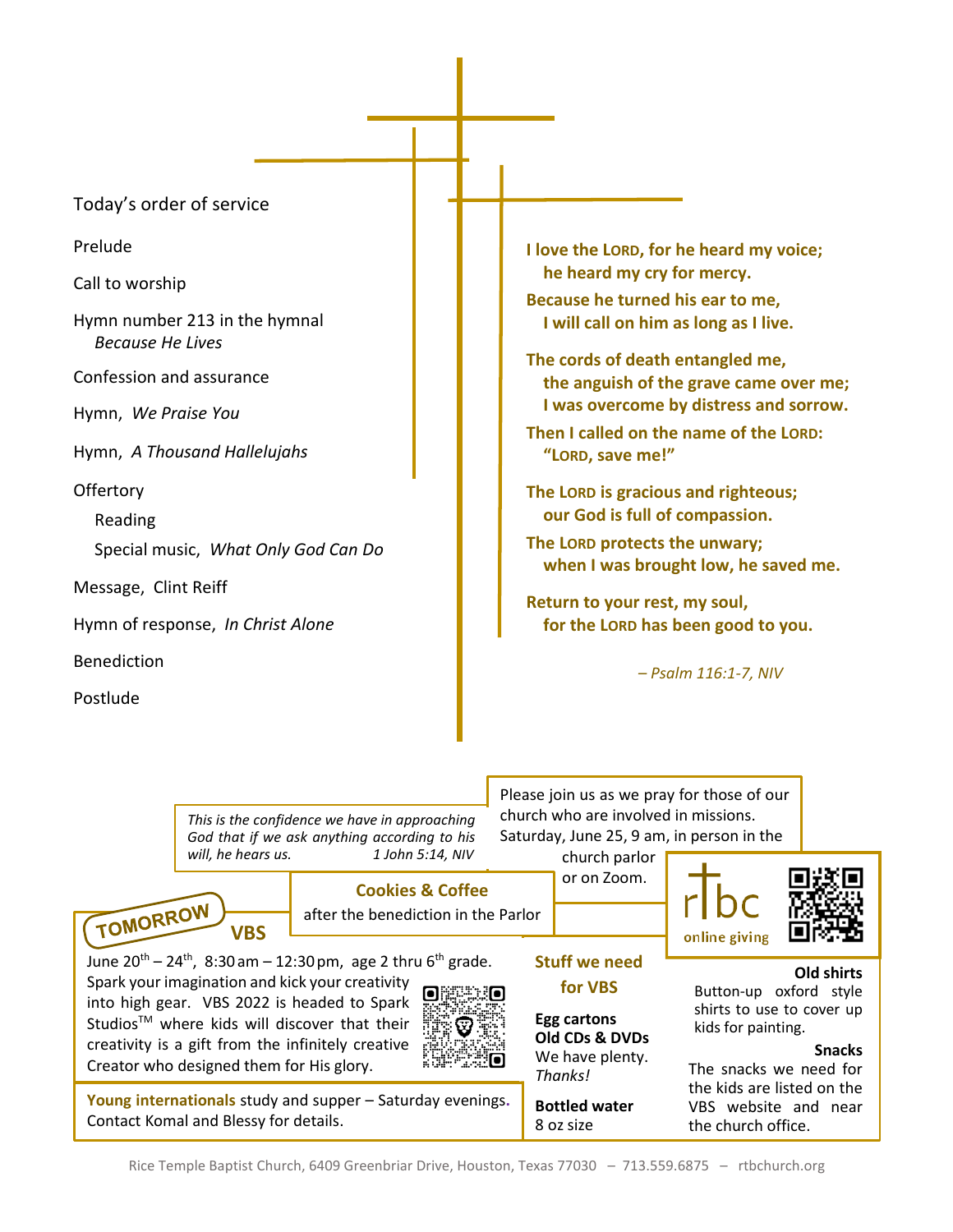Today's order of service

Prelude

Call to worship

Hymn number 213 in the hymnal
*Because He Lives*

Confession and assurance

Hymn, *We Praise You*

Hymn, *A Thousand Hallelujahs*

Offertory

Reading

Special music, *What Only God Can Do*

Message, Clint Reiff

Hymn of response, *In Christ Alone*

Benediction

Postlude

**I love the LORD, for he heard my voice;**
**he heard my cry for mercy.**
**Because he turned his ear to me,**
**I will call on him as long as I live.**

**The cords of death entangled me,**
**the anguish of the grave came over me;**
**I was overcome by distress and sorrow.**
**Then I called on the name of the LORD:**
**"LORD, save me!"**

**The LORD is gracious and righteous;**
**our God is full of compassion.**
**The LORD protects the unwary;**
**when I was brought low, he saved me.**

**Return to your rest, my soul,**
**for the LORD has been good to you.**

*– Psalm 116:1-7, NIV*

*This is the confidence we have in approaching God that if we ask anything according to his will, he hears us. 1 John 5:14, NIV*

Please join us as we pray for those of our church who are involved in missions. Saturday, June 25, 9 am, in person in the church parlor or on Zoom.

**Cookies & Coffee**
after the benediction in the Parlor

rtbc online giving

TOMORROW **VBS**

June 20th – 24th, 8:30 am – 12:30 pm, age 2 thru 6th grade. Spark your imagination and kick your creativity into high gear. VBS 2022 is headed to Spark Studios™ where kids will discover that their creativity is a gift from the infinitely creative Creator who designed them for His glory.

**Young internationals** study and supper – Saturday evenings. Contact Komal and Blessy for details.

**Stuff we need for VBS**

**Egg cartons**
**Old CDs & DVDs**
We have plenty. *Thanks!*

**Bottled water**
8 oz size

**Old shirts**
Button-up oxford style shirts to use to cover up kids for painting.

**Snacks**
The snacks we need for the kids are listed on the VBS website and near the church office.

Rice Temple Baptist Church, 6409 Greenbriar Drive, Houston, Texas 77030 – 713.559.6875 – rtbchurch.org